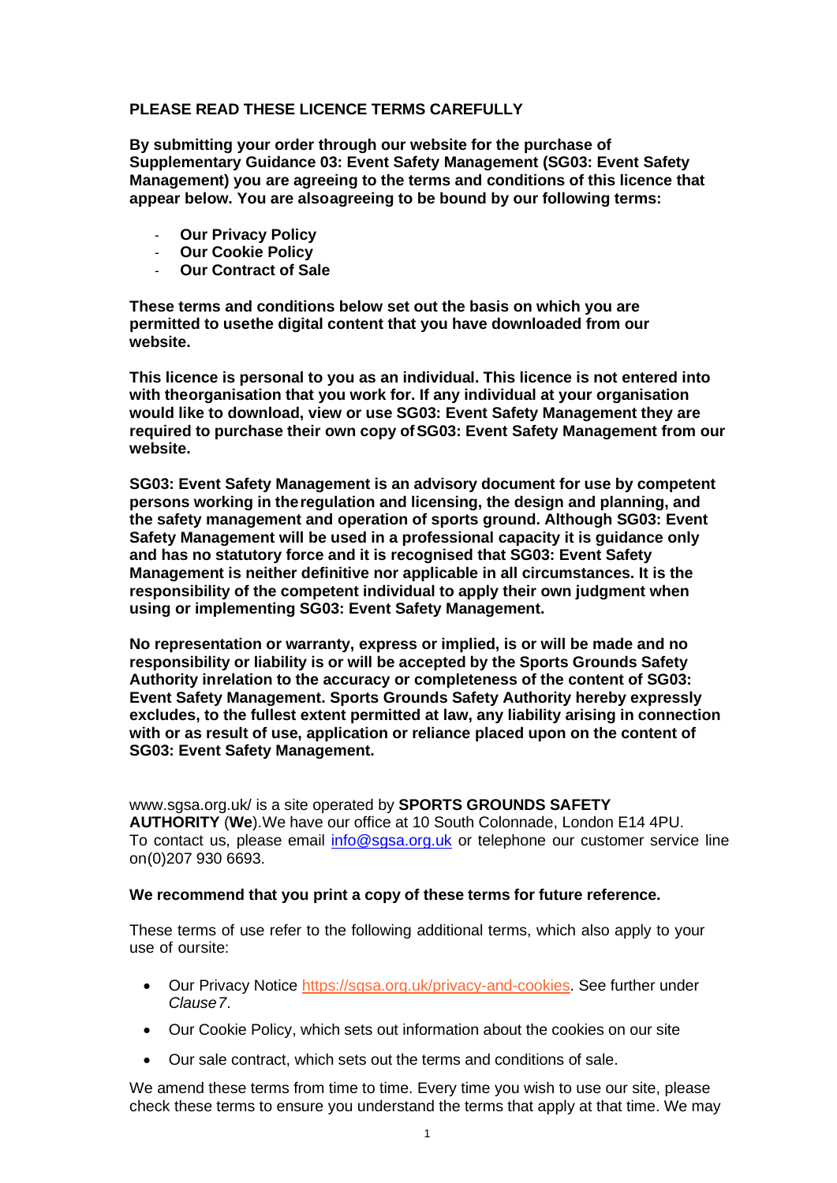**PLEASE READ THESE LICENCE TERMS CAREFULLY**

**By submitting your order through our website for the purchase of Supplementary Guidance 03: Event Safety Management (SG03: Event Safety Management) you are agreeing to the terms and conditions of this licence that appear below. You are alsoagreeing to be bound by our following terms:**

- **Our Privacy Policy**
- **Our Cookie Policy**
- **Our Contract of Sale**

**These terms and conditions below set out the basis on which you are permitted to usethe digital content that you have downloaded from our website.**

**This licence is personal to you as an individual. This licence is not entered into with theorganisation that you work for. If any individual at your organisation would like to download, view or use SG03: Event Safety Management they are required to purchase their own copy of SG03: Event Safety Management from our website.**

**SG03: Event Safety Management is an advisory document for use by competent persons working in theregulation and licensing, the design and planning, and the safety management and operation of sports ground. Although SG03: Event Safety Management will be used in a professional capacity it is guidance only and has no statutory force and it is recognised that SG03: Event Safety Management is neither definitive nor applicable in all circumstances. It is the responsibility of the competent individual to apply their own judgment when using or implementing SG03: Event Safety Management.**

**No representation or warranty, express or implied, is or will be made and no responsibility or liability is or will be accepted by the Sports Grounds Safety Authority inrelation to the accuracy or completeness of the content of SG03: Event Safety Management. Sports Grounds Safety Authority hereby expressly excludes, to the fullest extent permitted at law, any liability arising in connection with or as result of use, application or reliance placed upon on the content of SG03: Event Safety Management.**

www.sgsa.org.uk/ is a site operated by **SPORTS GROUNDS SAFETY AUTHORITY** (**We**).We have our office at 10 South Colonnade, London E14 4PU. To contact us, please email [info@sgsa.org.uk](mailto:info@sgsa.org.uk) or telephone our customer service line on(0)207 930 6693.

**We recommend that you print a copy of these terms for future reference.**

These terms of use refer to the following additional terms, which also apply to your use of oursite:

- Our Privacy Notice [https://sgsa.org.uk/privacy-and-cookies](https://sgsa.org.uk/privacy-and-cookies). See further under *Clause7*.
- Our Cookie Policy, which sets out information about the cookies on our site
- Our sale contract, which sets out the terms and conditions of sale.

We amend these terms from time to time. Every time you wish to use our site, please check these terms to ensure you understand the terms that apply at that time. We may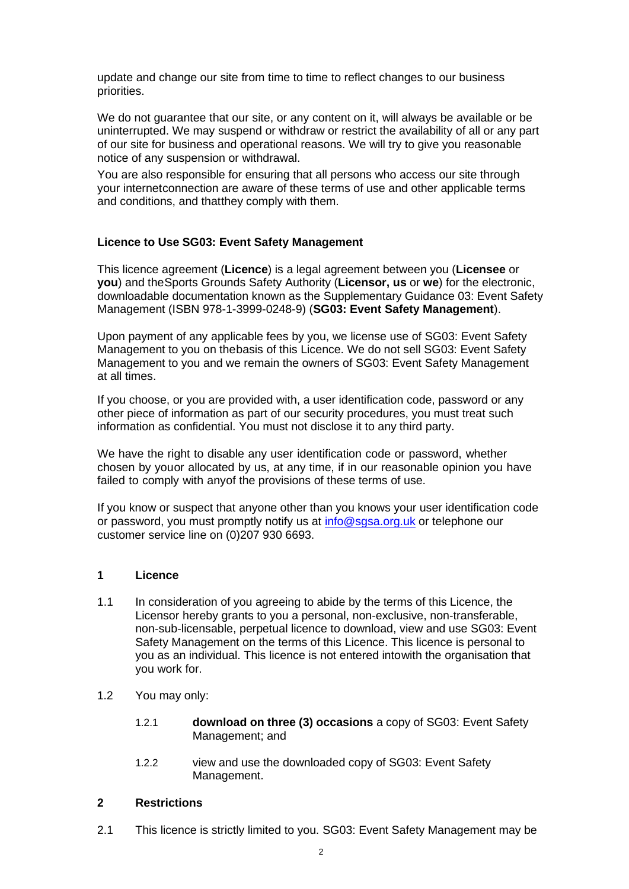update and change our site from time to time to reflect changes to our business priorities.

We do not guarantee that our site, or any content on it, will always be available or be uninterrupted. We may suspend or withdraw or restrict the availability of all or any part of our site for business and operational reasons. We will try to give you reasonable notice of any suspension or withdrawal.

You are also responsible for ensuring that all persons who access our site through your internetconnection are aware of these terms of use and other applicable terms and conditions, and thatthey comply with them.

### Licence to Use SG03: Event Safety Management

This licence agreement (**Licence**) is a legal agreement between you (**Licensee** or **you**) and theSports Grounds Safety Authority (**Licensor, us** or **we**) for the electronic, downloadable documentation known as the Supplementary Guidance 03: Event Safety Management (ISBN 978-1-3999-0248-9) (**SG03: Event Safety Management**).

Upon payment of any applicable fees by you, we license use of SG03: Event Safety Management to you on thebasis of this Licence. We do not sell SG03: Event Safety Management to you and we remain the owners of SG03: Event Safety Management at all times.

If you choose, or you are provided with, a user identification code, password or any other piece of information as part of our security procedures, you must treat such information as confidential. You must not disclose it to any third party.

We have the right to disable any user identification code or password, whether chosen by youor allocated by us, at any time, if in our reasonable opinion you have failed to comply with anyof the provisions of these terms of use.

If you know or suspect that anyone other than you knows your user identification code or password, you must promptly notify us at info@sgsa.org.uk or telephone our customer service line on (0)207 930 6693.

### 1 Licence

1.1 In consideration of you agreeing to abide by the terms of this Licence, the Licensor hereby grants to you a personal, non-exclusive, non-transferable, non-sub-licensable, perpetual licence to download, view and use SG03: Event Safety Management on the terms of this Licence. This licence is personal to you as an individual. This licence is not entered intowith the organisation that you work for.

1.2 You may only:

1.2.1 **download on three (3) occasions** a copy of SG03: Event Safety Management; and

1.2.2 view and use the downloaded copy of SG03: Event Safety Management.

### 2 Restrictions

2.1 This licence is strictly limited to you. SG03: Event Safety Management may be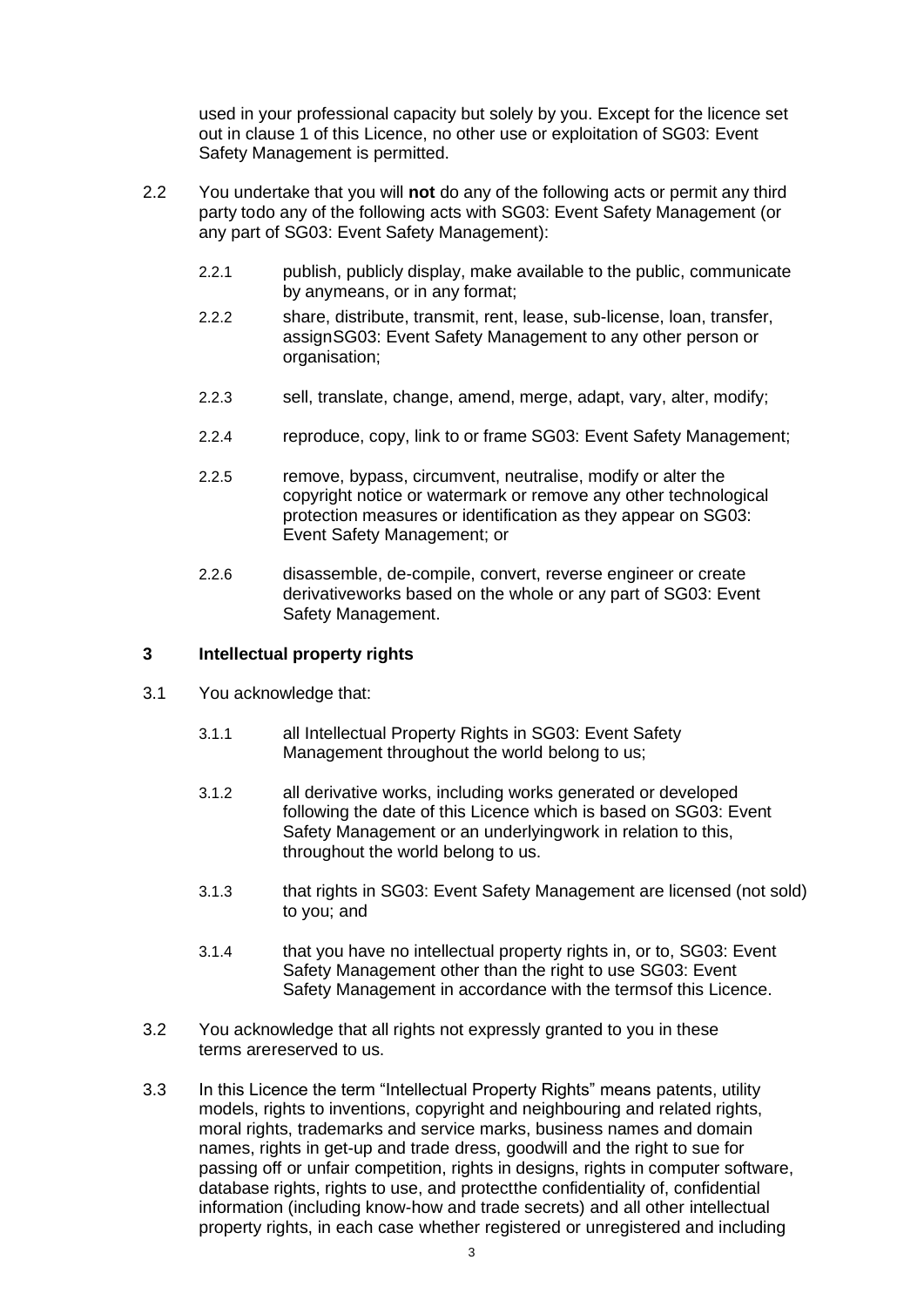used in your professional capacity but solely by you. Except for the licence set out in clause 1 of this Licence, no other use or exploitation of SG03: Event Safety Management is permitted.

2.2 You undertake that you will **not** do any of the following acts or permit any third party todo any of the following acts with SG03: Event Safety Management (or any part of SG03: Event Safety Management):

2.2.1 publish, publicly display, make available to the public, communicate by anymeans, or in any format;

2.2.2 share, distribute, transmit, rent, lease, sub-license, loan, transfer, assignSG03: Event Safety Management to any other person or organisation;

2.2.3 sell, translate, change, amend, merge, adapt, vary, alter, modify;

2.2.4 reproduce, copy, link to or frame SG03: Event Safety Management;

2.2.5 remove, bypass, circumvent, neutralise, modify or alter the copyright notice or watermark or remove any other technological protection measures or identification as they appear on SG03: Event Safety Management; or

2.2.6 disassemble, de-compile, convert, reverse engineer or create derivativeworks based on the whole or any part of SG03: Event Safety Management.

## 3 Intellectual property rights

3.1 You acknowledge that:

3.1.1 all Intellectual Property Rights in SG03: Event Safety Management throughout the world belong to us;

3.1.2 all derivative works, including works generated or developed following the date of this Licence which is based on SG03: Event Safety Management or an underlyingwork in relation to this, throughout the world belong to us.

3.1.3 that rights in SG03: Event Safety Management are licensed (not sold) to you; and

3.1.4 that you have no intellectual property rights in, or to, SG03: Event Safety Management other than the right to use SG03: Event Safety Management in accordance with the termsof this Licence.

3.2 You acknowledge that all rights not expressly granted to you in these terms arereserved to us.

3.3 In this Licence the term "Intellectual Property Rights" means patents, utility models, rights to inventions, copyright and neighbouring and related rights, moral rights, trademarks and service marks, business names and domain names, rights in get-up and trade dress, goodwill and the right to sue for passing off or unfair competition, rights in designs, rights in computer software, database rights, rights to use, and protectthe confidentiality of, confidential information (including know-how and trade secrets) and all other intellectual property rights, in each case whether registered or unregistered and including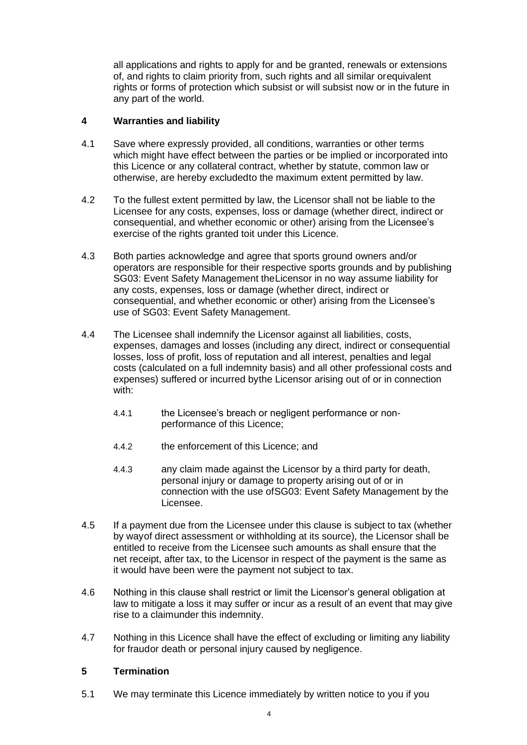all applications and rights to apply for and be granted, renewals or extensions of, and rights to claim priority from, such rights and all similar orequivalent rights or forms of protection which subsist or will subsist now or in the future in any part of the world.

## 4 Warranties and liability

4.1 Save where expressly provided, all conditions, warranties or other terms which might have effect between the parties or be implied or incorporated into this Licence or any collateral contract, whether by statute, common law or otherwise, are hereby excludedto the maximum extent permitted by law.

4.2 To the fullest extent permitted by law, the Licensor shall not be liable to the Licensee for any costs, expenses, loss or damage (whether direct, indirect or consequential, and whether economic or other) arising from the Licensee's exercise of the rights granted toit under this Licence.

4.3 Both parties acknowledge and agree that sports ground owners and/or operators are responsible for their respective sports grounds and by publishing SG03: Event Safety Management theLicensor in no way assume liability for any costs, expenses, loss or damage (whether direct, indirect or consequential, and whether economic or other) arising from the Licensee's use of SG03: Event Safety Management.

4.4 The Licensee shall indemnify the Licensor against all liabilities, costs, expenses, damages and losses (including any direct, indirect or consequential losses, loss of profit, loss of reputation and all interest, penalties and legal costs (calculated on a full indemnity basis) and all other professional costs and expenses) suffered or incurred bythe Licensor arising out of or in connection with:

4.4.1 the Licensee's breach or negligent performance or non-performance of this Licence;

4.4.2 the enforcement of this Licence; and

4.4.3 any claim made against the Licensor by a third party for death, personal injury or damage to property arising out of or in connection with the use ofSG03: Event Safety Management by the Licensee.

4.5 If a payment due from the Licensee under this clause is subject to tax (whether by wayof direct assessment or withholding at its source), the Licensor shall be entitled to receive from the Licensee such amounts as shall ensure that the net receipt, after tax, to the Licensor in respect of the payment is the same as it would have been were the payment not subject to tax.

4.6 Nothing in this clause shall restrict or limit the Licensor's general obligation at law to mitigate a loss it may suffer or incur as a result of an event that may give rise to a claimunder this indemnity.

4.7 Nothing in this Licence shall have the effect of excluding or limiting any liability for fraudor death or personal injury caused by negligence.

## 5 Termination

5.1 We may terminate this Licence immediately by written notice to you if you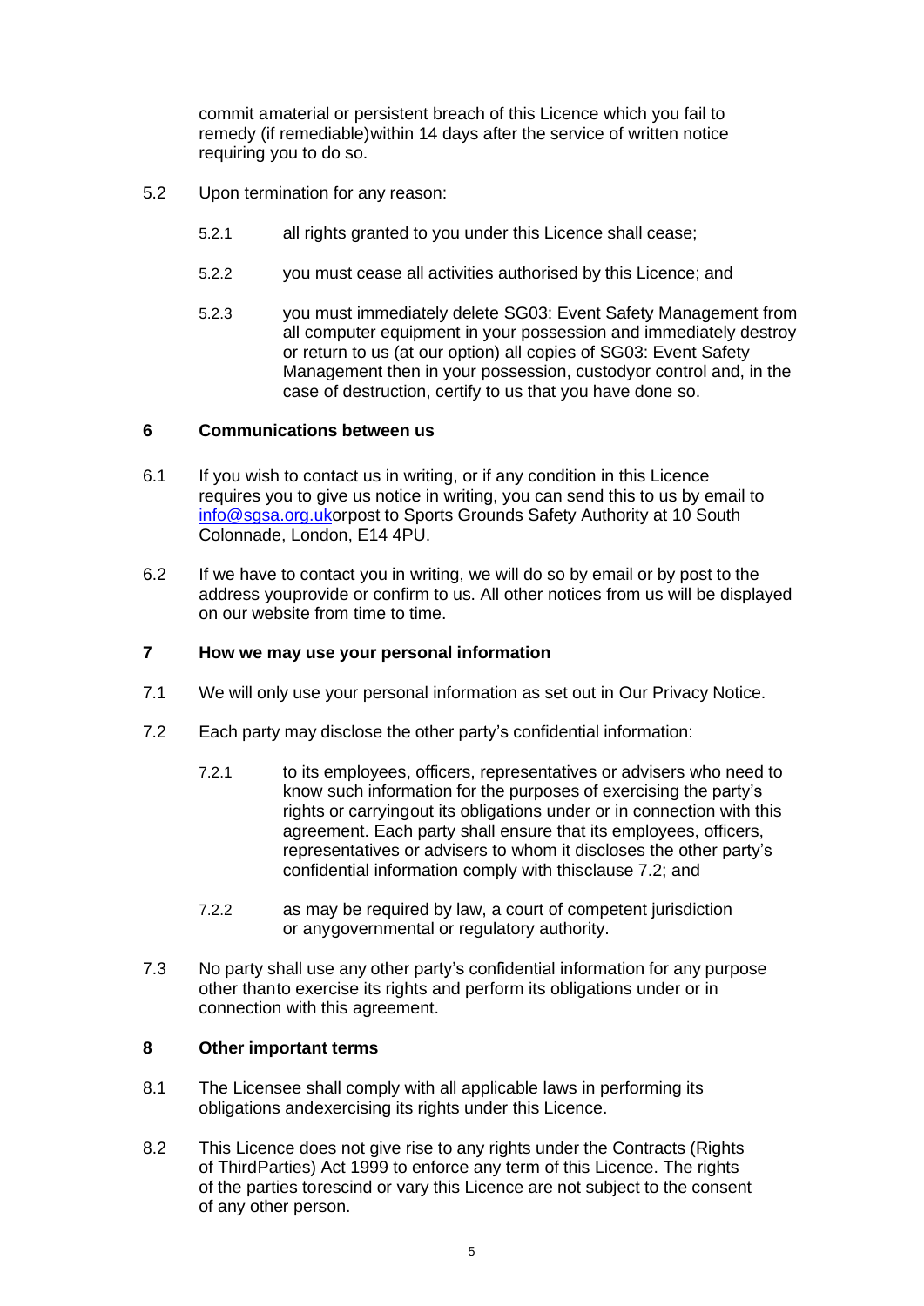commit amaterial or persistent breach of this Licence which you fail to remedy (if remediable)within 14 days after the service of written notice requiring you to do so.

5.2 Upon termination for any reason:

5.2.1 all rights granted to you under this Licence shall cease;

5.2.2 you must cease all activities authorised by this Licence; and

5.2.3 you must immediately delete SG03: Event Safety Management from all computer equipment in your possession and immediately destroy or return to us (at our option) all copies of SG03: Event Safety Management then in your possession, custodyor control and, in the case of destruction, certify to us that you have done so.

## 6 Communications between us

6.1 If you wish to contact us in writing, or if any condition in this Licence requires you to give us notice in writing, you can send this to us by email to [info@sgsa.org.uk](mailto:info@sgsa.org.uk)orpost to Sports Grounds Safety Authority at 10 South Colonnade, London, E14 4PU.

6.2 If we have to contact you in writing, we will do so by email or by post to the address youprovide or confirm to us. All other notices from us will be displayed on our website from time to time.

## 7 How we may use your personal information

7.1 We will only use your personal information as set out in Our Privacy Notice.

7.2 Each party may disclose the other party's confidential information:

7.2.1 to its employees, officers, representatives or advisers who need to know such information for the purposes of exercising the party's rights or carryingout its obligations under or in connection with this agreement. Each party shall ensure that its employees, officers, representatives or advisers to whom it discloses the other party's confidential information comply with thisclause 7.2; and

7.2.2 as may be required by law, a court of competent jurisdiction or anygovernmental or regulatory authority.

7.3 No party shall use any other party's confidential information for any purpose other thanto exercise its rights and perform its obligations under or in connection with this agreement.

## 8 Other important terms

8.1 The Licensee shall comply with all applicable laws in performing its obligations andexercising its rights under this Licence.

8.2 This Licence does not give rise to any rights under the Contracts (Rights of ThirdParties) Act 1999 to enforce any term of this Licence. The rights of the parties torescind or vary this Licence are not subject to the consent of any other person.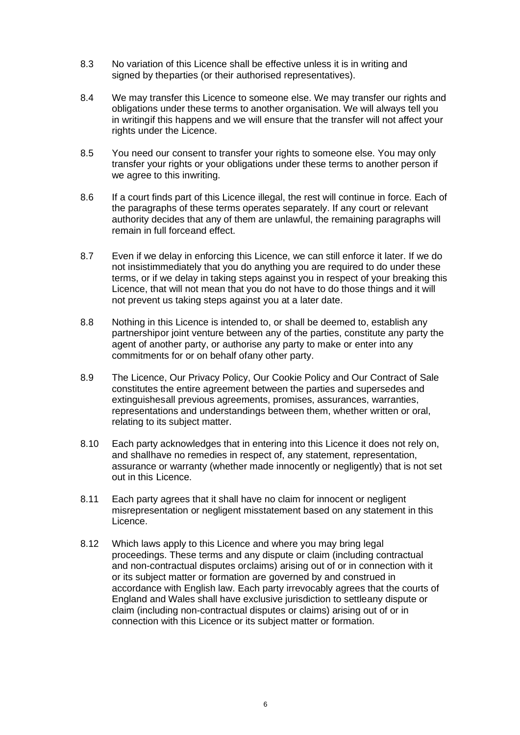8.3 No variation of this Licence shall be effective unless it is in writing and signed by theparties (or their authorised representatives).

8.4 We may transfer this Licence to someone else. We may transfer our rights and obligations under these terms to another organisation. We will always tell you in writingif this happens and we will ensure that the transfer will not affect your rights under the Licence.

8.5 You need our consent to transfer your rights to someone else. You may only transfer your rights or your obligations under these terms to another person if we agree to this inwriting.

8.6 If a court finds part of this Licence illegal, the rest will continue in force. Each of the paragraphs of these terms operates separately. If any court or relevant authority decides that any of them are unlawful, the remaining paragraphs will remain in full forceand effect.

8.7 Even if we delay in enforcing this Licence, we can still enforce it later. If we do not insistimmediately that you do anything you are required to do under these terms, or if we delay in taking steps against you in respect of your breaking this Licence, that will not mean that you do not have to do those things and it will not prevent us taking steps against you at a later date.

8.8 Nothing in this Licence is intended to, or shall be deemed to, establish any partnershipor joint venture between any of the parties, constitute any party the agent of another party, or authorise any party to make or enter into any commitments for or on behalf ofany other party.

8.9 The Licence, Our Privacy Policy, Our Cookie Policy and Our Contract of Sale constitutes the entire agreement between the parties and supersedes and extinguishesall previous agreements, promises, assurances, warranties, representations and understandings between them, whether written or oral, relating to its subject matter.

8.10 Each party acknowledges that in entering into this Licence it does not rely on, and shallhave no remedies in respect of, any statement, representation, assurance or warranty (whether made innocently or negligently) that is not set out in this Licence.

8.11 Each party agrees that it shall have no claim for innocent or negligent misrepresentation or negligent misstatement based on any statement in this Licence.

8.12 Which laws apply to this Licence and where you may bring legal proceedings. These terms and any dispute or claim (including contractual and non-contractual disputes orclaims) arising out of or in connection with it or its subject matter or formation are governed by and construed in accordance with English law. Each party irrevocably agrees that the courts of England and Wales shall have exclusive jurisdiction to settleany dispute or claim (including non-contractual disputes or claims) arising out of or in connection with this Licence or its subject matter or formation.